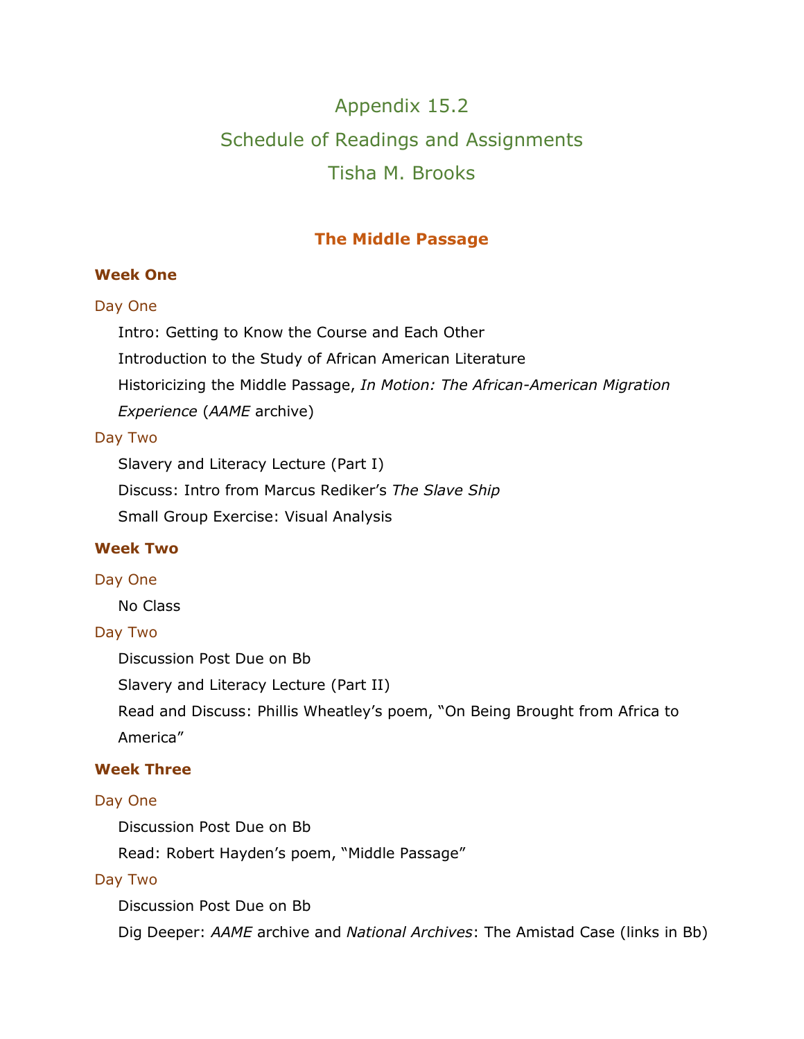# Appendix 15.2

# Schedule of Readings and Assignments

# Tisha M. Brooks

## The Middle Passage

### Week One

Day One

Intro: Getting to Know the Course and Each Other

Introduction to the Study of African American Literature

Historicizing the Middle Passage, *In Motion: The African-American Migration Experience* (*AAME* archive)

Day Two

Slavery and Literacy Lecture (Part I)

Discuss: Intro from Marcus Rediker's *The Slave Ship*

Small Group Exercise: Visual Analysis

### Week Two

Day One

No Class

Day Two

Discussion Post Due on Bb

Slavery and Literacy Lecture (Part II)

Read and Discuss: Phillis Wheatley's poem, "On Being Brought from Africa to America"

### Week Three

Day One

Discussion Post Due on Bb

Read: Robert Hayden's poem, "Middle Passage"

Day Two

Discussion Post Due on Bb

Dig Deeper: *AAME* archive and *National Archives*: The Amistad Case (links in Bb)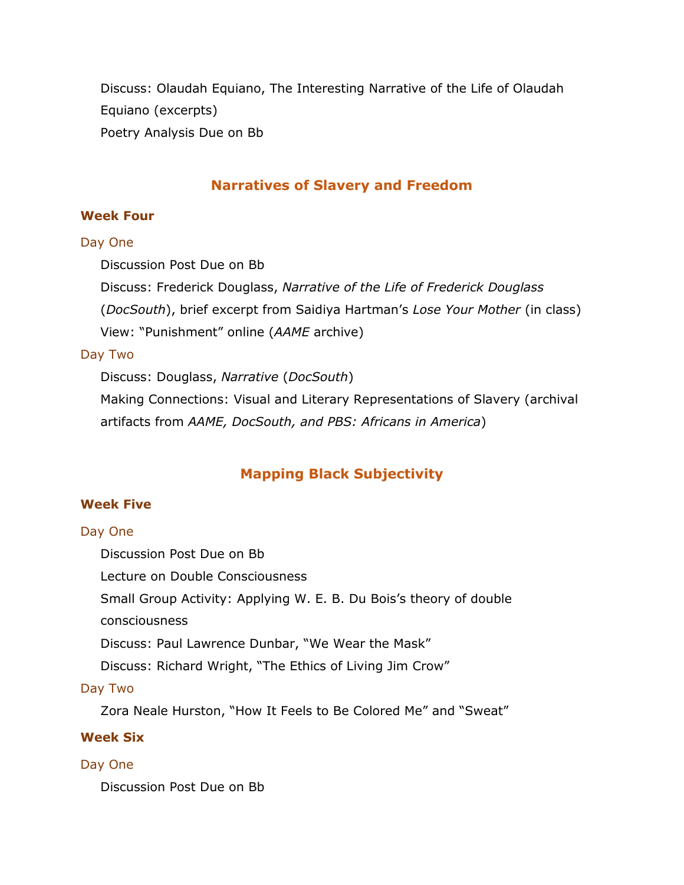Discuss: Olaudah Equiano, The Interesting Narrative of the Life of Olaudah Equiano (excerpts)

Poetry Analysis Due on Bb

## Narratives of Slavery and Freedom

### Week Four

#### Day One

Discussion Post Due on Bb

Discuss: Frederick Douglass, *Narrative of the Life of Frederick Douglass* (*DocSouth*), brief excerpt from Saidiya Hartman's *Lose Your Mother* (in class)

View: "Punishment" online (*AAME* archive)

#### Day Two

Discuss: Douglass, *Narrative* (*DocSouth*)

Making Connections: Visual and Literary Representations of Slavery (archival artifacts from *AAME, DocSouth, and PBS: Africans in America*)

## Mapping Black Subjectivity

### Week Five

#### Day One

Discussion Post Due on Bb

Lecture on Double Consciousness

Small Group Activity: Applying W. E. B. Du Bois's theory of double consciousness

Discuss: Paul Lawrence Dunbar, "We Wear the Mask"

Discuss: Richard Wright, "The Ethics of Living Jim Crow"

#### Day Two

Zora Neale Hurston, "How It Feels to Be Colored Me" and "Sweat"

### Week Six

#### Day One

Discussion Post Due on Bb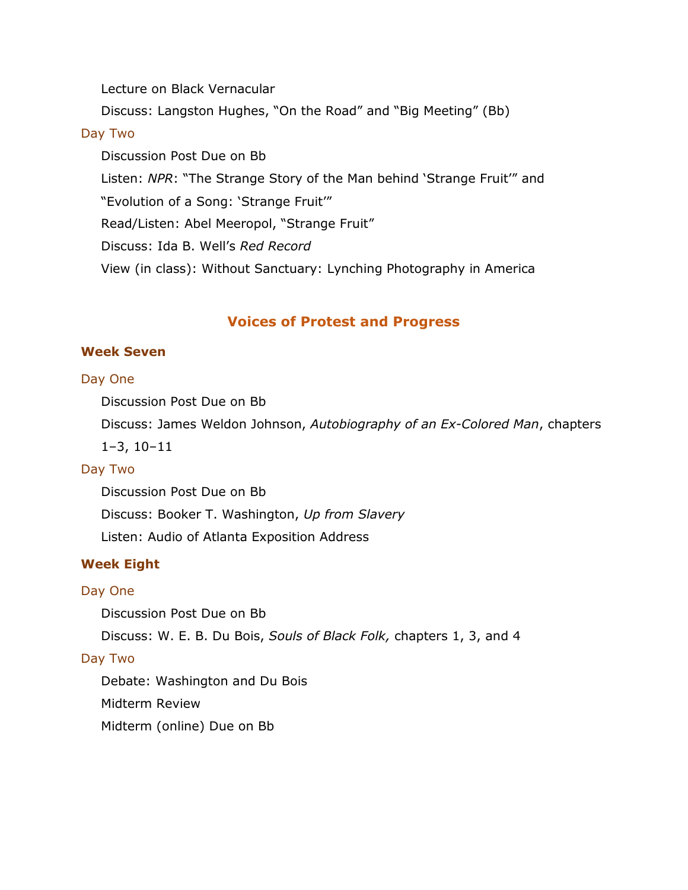Lecture on Black Vernacular

Discuss: Langston Hughes, “On the Road” and “Big Meeting” (Bb)

Day Two

Discussion Post Due on Bb

Listen: *NPR*: “The Strange Story of the Man behind ‘Strange Fruit’” and “Evolution of a Song: ‘Strange Fruit’”

Read/Listen: Abel Meeropol, “Strange Fruit”

Discuss: Ida B. Well’s *Red Record*

View (in class): Without Sanctuary: Lynching Photography in America

## Voices of Protest and Progress

### Week Seven

Day One

Discussion Post Due on Bb

Discuss: James Weldon Johnson, *Autobiography of an Ex-Colored Man*, chapters 1–3, 10–11

Day Two

Discussion Post Due on Bb

Discuss: Booker T. Washington, *Up from Slavery*

Listen: Audio of Atlanta Exposition Address

### Week Eight

Day One

Discussion Post Due on Bb

Discuss: W. E. B. Du Bois, *Souls of Black Folk,* chapters 1, 3, and 4

Day Two

Debate: Washington and Du Bois

Midterm Review

Midterm (online) Due on Bb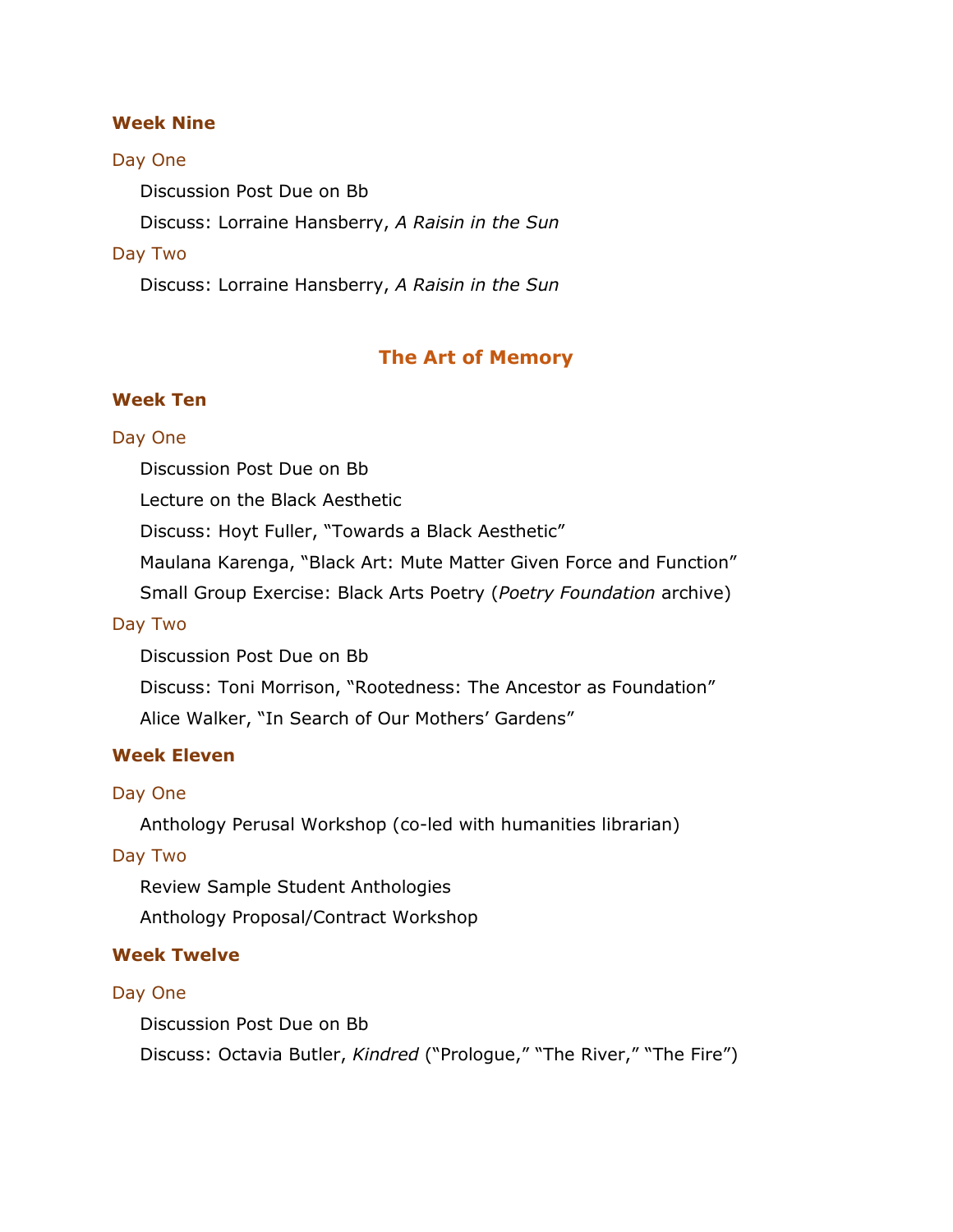### Week Nine

#### Day One

Discussion Post Due on Bb

Discuss: Lorraine Hansberry, *A Raisin in the Sun*

#### Day Two

Discuss: Lorraine Hansberry, *A Raisin in the Sun*

## The Art of Memory

### Week Ten

#### Day One

Discussion Post Due on Bb

Lecture on the Black Aesthetic

Discuss: Hoyt Fuller, "Towards a Black Aesthetic"

Maulana Karenga, "Black Art: Mute Matter Given Force and Function"

Small Group Exercise: Black Arts Poetry (*Poetry Foundation* archive)

#### Day Two

Discussion Post Due on Bb

Discuss: Toni Morrison, "Rootedness: The Ancestor as Foundation"

Alice Walker, "In Search of Our Mothers' Gardens"

### Week Eleven

#### Day One

Anthology Perusal Workshop (co-led with humanities librarian)

#### Day Two

Review Sample Student Anthologies

Anthology Proposal/Contract Workshop

### Week Twelve

#### Day One

Discussion Post Due on Bb

Discuss: Octavia Butler, *Kindred* ("Prologue," "The River," "The Fire")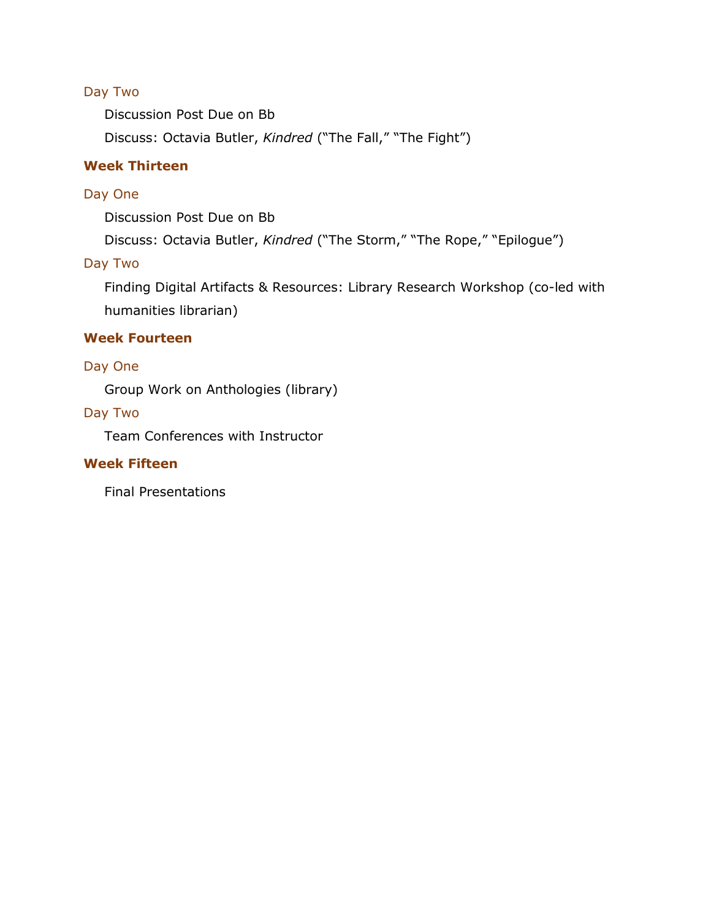### Day Two

Discussion Post Due on Bb

Discuss: Octavia Butler, *Kindred* (“The Fall,” “The Fight”)

## Week Thirteen

### Day One

Discussion Post Due on Bb

Discuss: Octavia Butler, *Kindred* (“The Storm,” “The Rope,” “Epilogue”)

### Day Two

Finding Digital Artifacts & Resources: Library Research Workshop (co-led with humanities librarian)

## Week Fourteen

### Day One

Group Work on Anthologies (library)

### Day Two

Team Conferences with Instructor

## Week Fifteen

Final Presentations